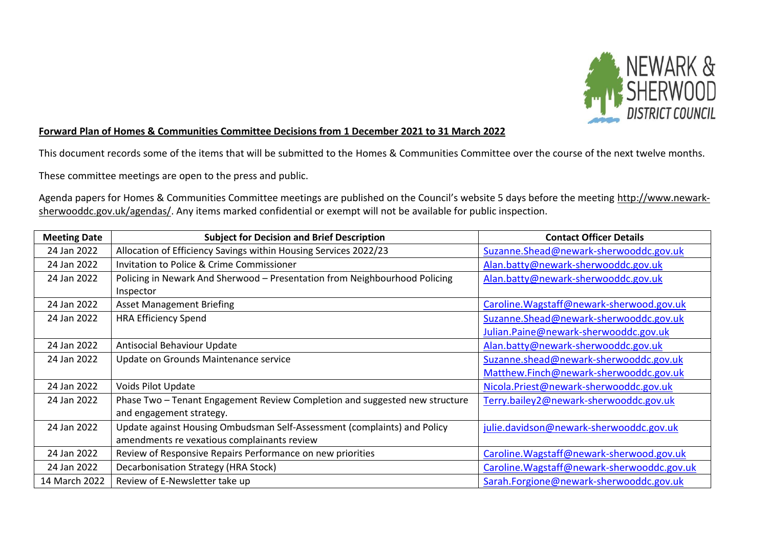**Forward Plan of Homes & Communities Committee Decisions from 1 December 2021 to 31 March 2022**

This document records some of the items that will be submitted to the Homes & Communities Committee over the course of the next twelve months.

These committee meetings are open to the press and public.

Agenda papers for Homes & Communities Committee meetings are published on the Council's website 5 days before the meeting http://www.newark-sherwooddc.gov.uk/agendas/. Any items marked confidential or exempt will not be available for public inspection.

| Meeting Date | Subject for Decision and Brief Description | Contact Officer Details |
|---|---|---|
| 24 Jan 2022 | Allocation of Efficiency Savings within Housing Services 2022/23 | Suzanne.Shead@newark-sherwooddc.gov.uk |
| 24 Jan 2022 | Invitation to Police & Crime Commissioner | Alan.batty@newark-sherwooddc.gov.uk |
| 24 Jan 2022 | Policing in Newark And Sherwood – Presentation from Neighbourhood Policing Inspector | Alan.batty@newark-sherwooddc.gov.uk |
| 24 Jan 2022 | Asset Management Briefing | Caroline.Wagstaff@newark-sherwood.gov.uk |
| 24 Jan 2022 | HRA Efficiency Spend | Suzanne.Shead@newark-sherwooddc.gov.uk Julian.Paine@newark-sherwooddc.gov.uk |
| 24 Jan 2022 | Antisocial Behaviour Update | Alan.batty@newark-sherwooddc.gov.uk |
| 24 Jan 2022 | Update on Grounds Maintenance service | Suzanne.shead@newark-sherwooddc.gov.uk Matthew.Finch@newark-sherwooddc.gov.uk |
| 24 Jan 2022 | Voids Pilot Update | Nicola.Priest@newark-sherwooddc.gov.uk |
| 24 Jan 2022 | Phase Two – Tenant Engagement Review Completion and suggested new structure and engagement strategy. | Terry.bailey2@newark-sherwooddc.gov.uk |
| 24 Jan 2022 | Update against Housing Ombudsman Self-Assessment (complaints) and Policy amendments re vexatious complainants review | julie.davidson@newark-sherwooddc.gov.uk |
| 24 Jan 2022 | Review of Responsive Repairs Performance on new priorities | Caroline.Wagstaff@newark-sherwood.gov.uk |
| 24 Jan 2022 | Decarbonisation Strategy (HRA Stock) | Caroline.Wagstaff@newark-sherwooddc.gov.uk |
| 14 March 2022 | Review of E-Newsletter take up | Sarah.Forgione@newark-sherwooddc.gov.uk |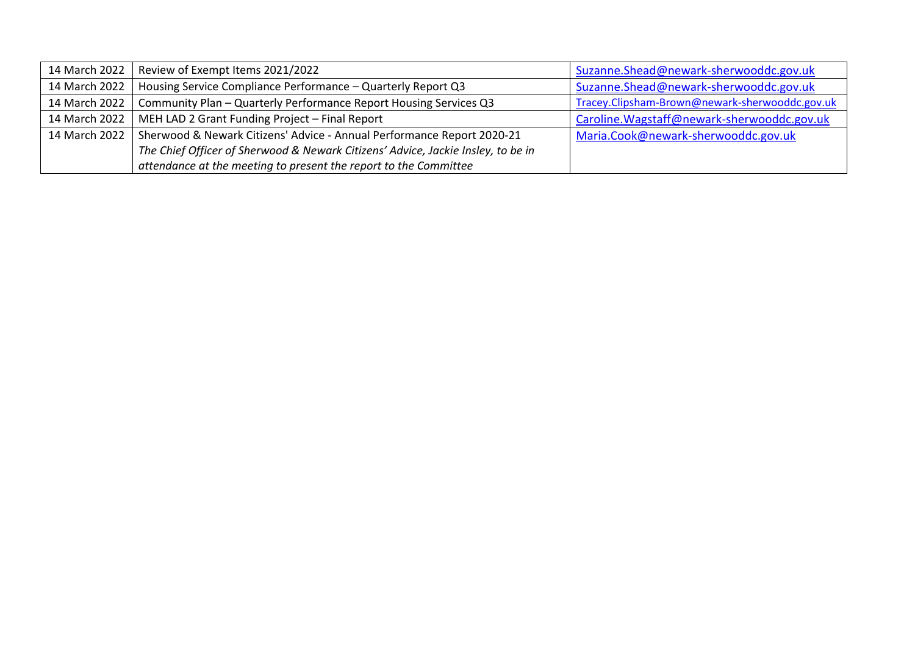| | | |
|---|---|---|
| 14 March 2022 | Review of Exempt Items 2021/2022 | Suzanne.Shead@newark-sherwooddc.gov.uk |
| 14 March 2022 | Housing Service Compliance Performance – Quarterly Report Q3 | Suzanne.Shead@newark-sherwooddc.gov.uk |
| 14 March 2022 | Community Plan – Quarterly Performance Report Housing Services Q3 | Tracey.Clipsham-Brown@newark-sherwooddc.gov.uk |
| 14 March 2022 | MEH LAD 2 Grant Funding Project – Final Report | Caroline.Wagstaff@newark-sherwooddc.gov.uk |
| 14 March 2022 | Sherwood & Newark Citizens' Advice - Annual Performance Report 2020-21 *The Chief Officer of Sherwood & Newark Citizens' Advice, Jackie Insley, to be in attendance at the meeting to present the report to the Committee* | Maria.Cook@newark-sherwooddc.gov.uk |